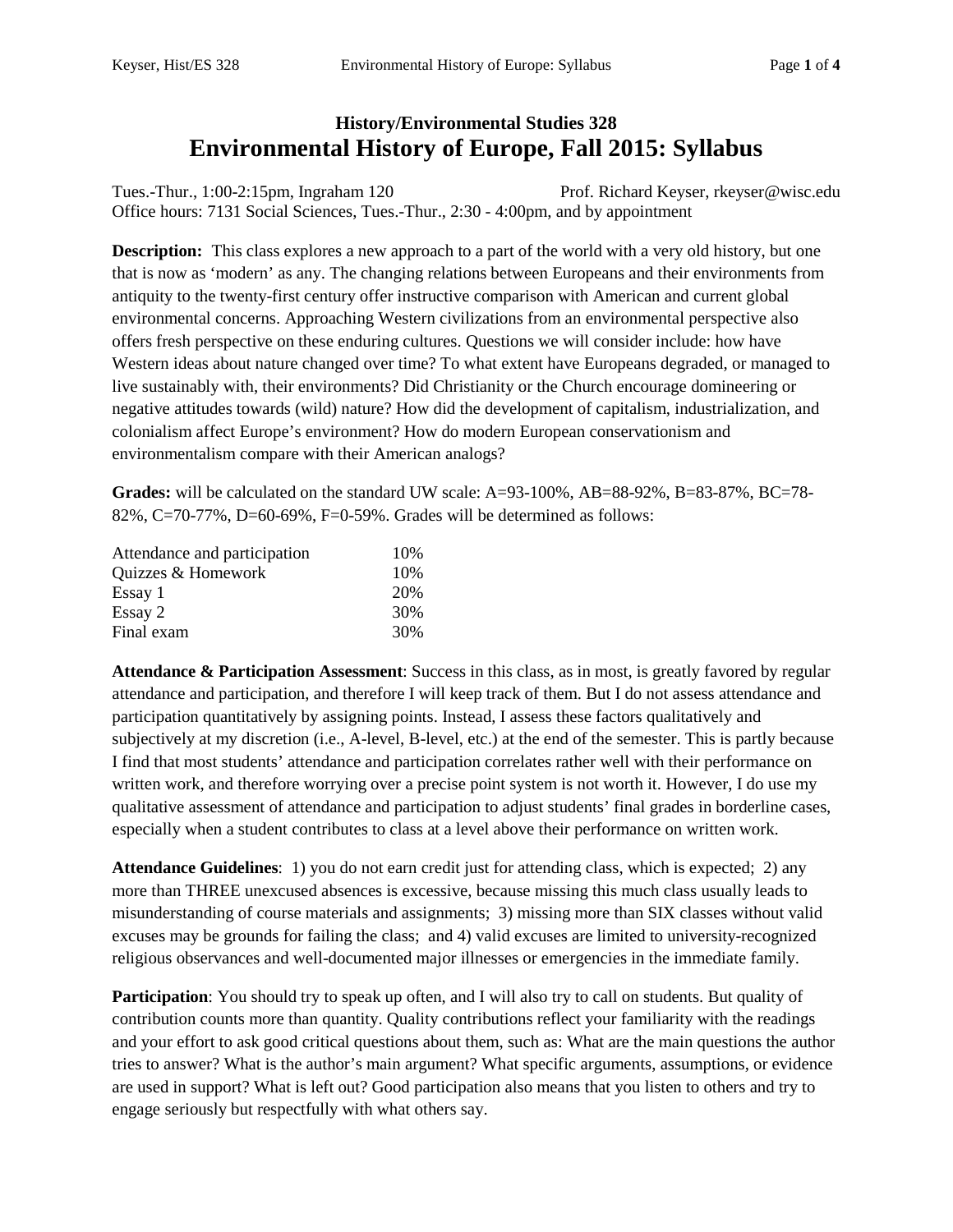## History/Environmental Studies 328

# Environmental History of Europe, Fall 2015: Syllabus

Tues.-Thur., 1:00-2:15pm, Ingraham 120 Prof. Richard Keyser, rkeyser@wisc.edu
Office hours: 7131 Social Sciences, Tues.-Thur., 2:30 - 4:00pm, and by appointment

**Description:** This class explores a new approach to a part of the world with a very old history, but one that is now as 'modern' as any. The changing relations between Europeans and their environments from antiquity to the twenty-first century offer instructive comparison with American and current global environmental concerns. Approaching Western civilizations from an environmental perspective also offers fresh perspective on these enduring cultures. Questions we will consider include: how have Western ideas about nature changed over time? To what extent have Europeans degraded, or managed to live sustainably with, their environments? Did Christianity or the Church encourage domineering or negative attitudes towards (wild) nature? How did the development of capitalism, industrialization, and colonialism affect Europe's environment? How do modern European conservationism and environmentalism compare with their American analogs?

**Grades:** will be calculated on the standard UW scale: A=93-100%, AB=88-92%, B=83-87%, BC=78-82%, C=70-77%, D=60-69%, F=0-59%. Grades will be determined as follows:

| | |
|---|---|
| Attendance and participation | 10% |
| Quizzes & Homework | 10% |
| Essay 1 | 20% |
| Essay 2 | 30% |
| Final exam | 30% |

**Attendance & Participation Assessment**: Success in this class, as in most, is greatly favored by regular attendance and participation, and therefore I will keep track of them. But I do not assess attendance and participation quantitatively by assigning points. Instead, I assess these factors qualitatively and subjectively at my discretion (i.e., A-level, B-level, etc.) at the end of the semester. This is partly because I find that most students' attendance and participation correlates rather well with their performance on written work, and therefore worrying over a precise point system is not worth it. However, I do use my qualitative assessment of attendance and participation to adjust students' final grades in borderline cases, especially when a student contributes to class at a level above their performance on written work.

**Attendance Guidelines**: 1) you do not earn credit just for attending class, which is expected; 2) any more than THREE unexcused absences is excessive, because missing this much class usually leads to misunderstanding of course materials and assignments; 3) missing more than SIX classes without valid excuses may be grounds for failing the class; and 4) valid excuses are limited to university-recognized religious observances and well-documented major illnesses or emergencies in the immediate family.

**Participation**: You should try to speak up often, and I will also try to call on students. But quality of contribution counts more than quantity. Quality contributions reflect your familiarity with the readings and your effort to ask good critical questions about them, such as: What are the main questions the author tries to answer? What is the author's main argument? What specific arguments, assumptions, or evidence are used in support? What is left out? Good participation also means that you listen to others and try to engage seriously but respectfully with what others say.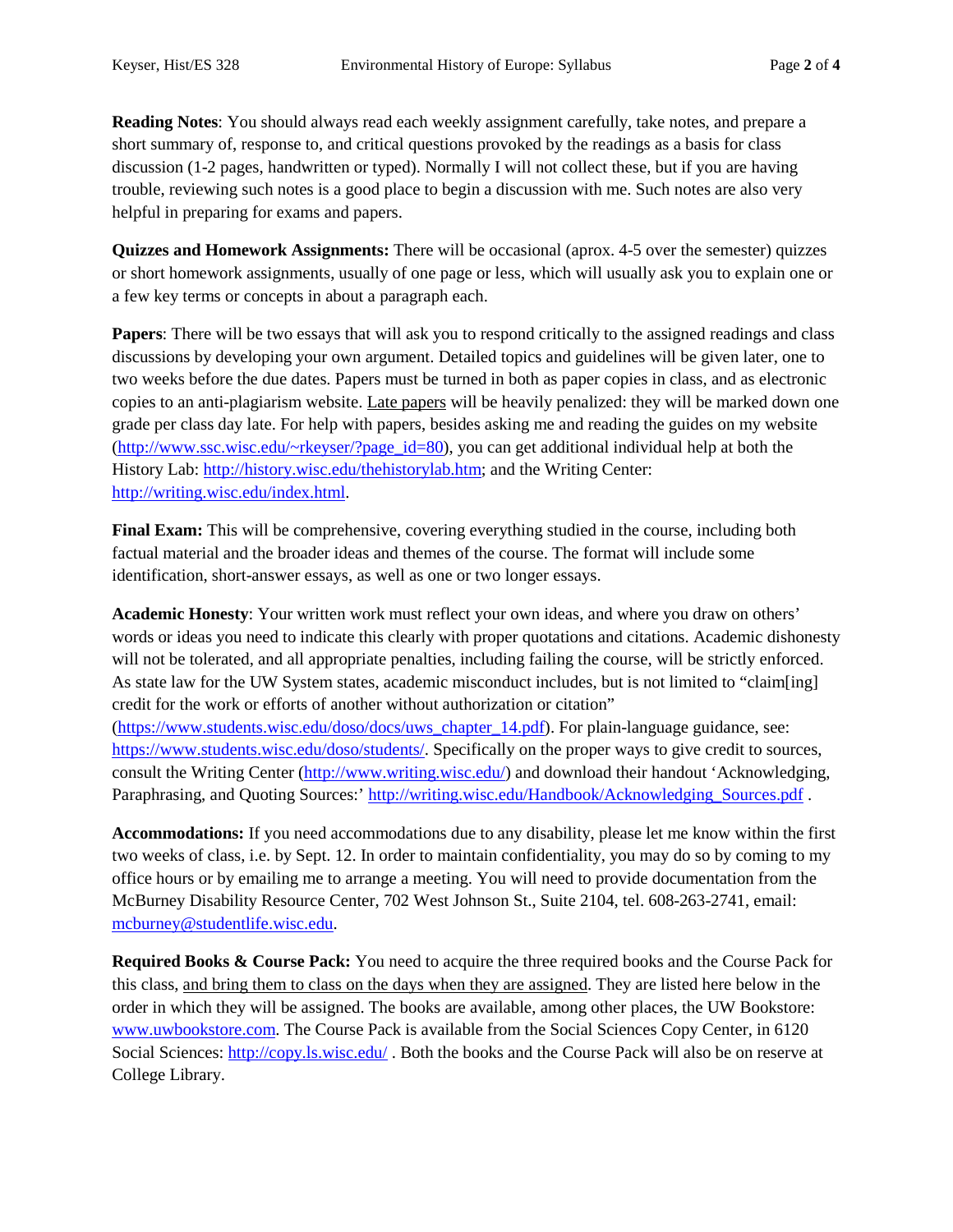**Reading Notes**: You should always read each weekly assignment carefully, take notes, and prepare a short summary of, response to, and critical questions provoked by the readings as a basis for class discussion (1-2 pages, handwritten or typed). Normally I will not collect these, but if you are having trouble, reviewing such notes is a good place to begin a discussion with me. Such notes are also very helpful in preparing for exams and papers.

**Quizzes and Homework Assignments:** There will be occasional (aprox. 4-5 over the semester) quizzes or short homework assignments, usually of one page or less, which will usually ask you to explain one or a few key terms or concepts in about a paragraph each.

**Papers**: There will be two essays that will ask you to respond critically to the assigned readings and class discussions by developing your own argument. Detailed topics and guidelines will be given later, one to two weeks before the due dates. Papers must be turned in both as paper copies in class, and as electronic copies to an anti-plagiarism website. Late papers will be heavily penalized: they will be marked down one grade per class day late. For help with papers, besides asking me and reading the guides on my website (http://www.ssc.wisc.edu/~rkeyser/?page_id=80), you can get additional individual help at both the History Lab: http://history.wisc.edu/thehistorylab.htm; and the Writing Center: http://writing.wisc.edu/index.html.

**Final Exam:** This will be comprehensive, covering everything studied in the course, including both factual material and the broader ideas and themes of the course. The format will include some identification, short-answer essays, as well as one or two longer essays.

**Academic Honesty**: Your written work must reflect your own ideas, and where you draw on others' words or ideas you need to indicate this clearly with proper quotations and citations. Academic dishonesty will not be tolerated, and all appropriate penalties, including failing the course, will be strictly enforced. As state law for the UW System states, academic misconduct includes, but is not limited to "claim[ing] credit for the work or efforts of another without authorization or citation" (https://www.students.wisc.edu/doso/docs/uws_chapter_14.pdf). For plain-language guidance, see: https://www.students.wisc.edu/doso/students/. Specifically on the proper ways to give credit to sources, consult the Writing Center (http://www.writing.wisc.edu/) and download their handout 'Acknowledging, Paraphrasing, and Quoting Sources:' http://writing.wisc.edu/Handbook/Acknowledging_Sources.pdf .

**Accommodations:** If you need accommodations due to any disability, please let me know within the first two weeks of class, i.e. by Sept. 12. In order to maintain confidentiality, you may do so by coming to my office hours or by emailing me to arrange a meeting. You will need to provide documentation from the McBurney Disability Resource Center, 702 West Johnson St., Suite 2104, tel. 608-263-2741, email: mcburney@studentlife.wisc.edu.

**Required Books & Course Pack:** You need to acquire the three required books and the Course Pack for this class, and bring them to class on the days when they are assigned. They are listed here below in the order in which they will be assigned. The books are available, among other places, the UW Bookstore: www.uwbookstore.com. The Course Pack is available from the Social Sciences Copy Center, in 6120 Social Sciences: http://copy.ls.wisc.edu/ . Both the books and the Course Pack will also be on reserve at College Library.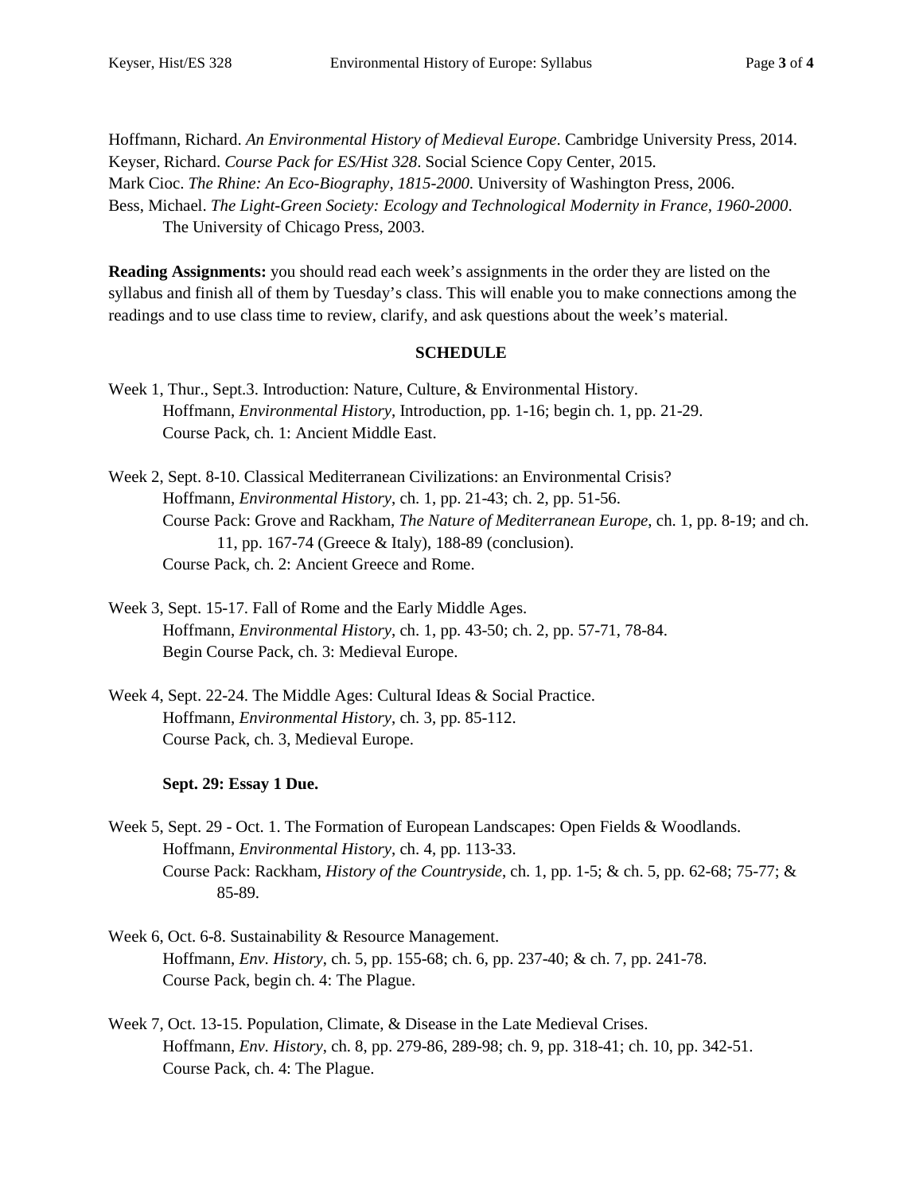Hoffmann, Richard. *An Environmental History of Medieval Europe*. Cambridge University Press, 2014.
Keyser, Richard. *Course Pack for ES/Hist 328*. Social Science Copy Center, 2015.
Mark Cioc. *The Rhine: An Eco-Biography, 1815-2000.* University of Washington Press, 2006.
Bess, Michael. *The Light-Green Society: Ecology and Technological Modernity in France, 1960-2000*. The University of Chicago Press, 2003.

**Reading Assignments:** you should read each week's assignments in the order they are listed on the syllabus and finish all of them by Tuesday's class. This will enable you to make connections among the readings and to use class time to review, clarify, and ask questions about the week's material.

## SCHEDULE

Week 1, Thur., Sept.3. Introduction: Nature, Culture, & Environmental History.
- Hoffmann, *Environmental History*, Introduction, pp. 1-16; begin ch. 1, pp. 21-29.
- Course Pack, ch. 1: Ancient Middle East.

Week 2, Sept. 8-10. Classical Mediterranean Civilizations: an Environmental Crisis?
- Hoffmann, *Environmental History*, ch. 1, pp. 21-43; ch. 2, pp. 51-56.
- Course Pack: Grove and Rackham, *The Nature of Mediterranean Europe*, ch. 1, pp. 8-19; and ch. 11, pp. 167-74 (Greece & Italy), 188-89 (conclusion).
- Course Pack, ch. 2: Ancient Greece and Rome.

Week 3, Sept. 15-17. Fall of Rome and the Early Middle Ages.
- Hoffmann, *Environmental History*, ch. 1, pp. 43-50; ch. 2, pp. 57-71, 78-84.
- Begin Course Pack, ch. 3: Medieval Europe.

Week 4, Sept. 22-24. The Middle Ages: Cultural Ideas & Social Practice.
- Hoffmann, *Environmental History*, ch. 3, pp. 85-112.
- Course Pack, ch. 3, Medieval Europe.

**Sept. 29: Essay 1 Due.**

Week 5, Sept. 29 - Oct. 1. The Formation of European Landscapes: Open Fields & Woodlands.
- Hoffmann, *Environmental History*, ch. 4, pp. 113-33.
- Course Pack: Rackham, *History of the Countryside*, ch. 1, pp. 1-5; & ch. 5, pp. 62-68; 75-77; & 85-89.

Week 6, Oct. 6-8. Sustainability & Resource Management.
- Hoffmann, *Env. History*, ch. 5, pp. 155-68; ch. 6, pp. 237-40; & ch. 7, pp. 241-78.
- Course Pack, begin ch. 4: The Plague.

Week 7, Oct. 13-15. Population, Climate, & Disease in the Late Medieval Crises.
- Hoffmann, *Env. History*, ch. 8, pp. 279-86, 289-98; ch. 9, pp. 318-41; ch. 10, pp. 342-51.
- Course Pack, ch. 4: The Plague.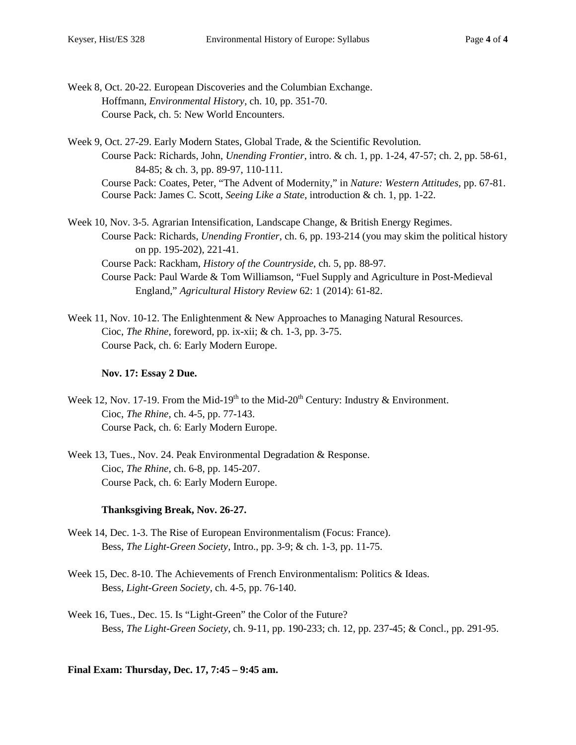Week 8, Oct. 20-22. European Discoveries and the Columbian Exchange.

Hoffmann, *Environmental History*, ch. 10, pp. 351-70.
Course Pack, ch. 5: New World Encounters.

Week 9, Oct. 27-29. Early Modern States, Global Trade, & the Scientific Revolution.

Course Pack: Richards, John, *Unending Frontier*, intro. & ch. 1, pp. 1-24, 47-57; ch. 2, pp. 58-61, 84-85; & ch. 3, pp. 89-97, 110-111.
Course Pack: Coates, Peter, "The Advent of Modernity," in *Nature: Western Attitudes*, pp. 67-81.
Course Pack: James C. Scott, *Seeing Like a State*, introduction & ch. 1, pp. 1-22.

Week 10, Nov. 3-5. Agrarian Intensification, Landscape Change, & British Energy Regimes.

Course Pack: Richards, *Unending Frontier*, ch. 6, pp. 193-214 (you may skim the political history on pp. 195-202), 221-41.
Course Pack: Rackham, *History of the Countryside*, ch. 5, pp. 88-97.
Course Pack: Paul Warde & Tom Williamson, "Fuel Supply and Agriculture in Post-Medieval England," *Agricultural History Review* 62: 1 (2014): 61-82.

Week 11, Nov. 10-12. The Enlightenment & New Approaches to Managing Natural Resources.

Cioc, *The Rhine*, foreword, pp. ix-xii; & ch. 1-3, pp. 3-75.
Course Pack, ch. 6: Early Modern Europe.

**Nov. 17: Essay 2 Due.**

Week 12, Nov. 17-19. From the Mid-19th to the Mid-20th Century: Industry & Environment.

Cioc, *The Rhine*, ch. 4-5, pp. 77-143.
Course Pack, ch. 6: Early Modern Europe.

Week 13, Tues., Nov. 24. Peak Environmental Degradation & Response.

Cioc, *The Rhine*, ch. 6-8, pp. 145-207.
Course Pack, ch. 6: Early Modern Europe.

**Thanksgiving Break, Nov. 26-27.**

Week 14, Dec. 1-3. The Rise of European Environmentalism (Focus: France).

Bess, *The Light-Green Society*, Intro., pp. 3-9; & ch. 1-3, pp. 11-75.

Week 15, Dec. 8-10. The Achievements of French Environmentalism: Politics & Ideas.

Bess, *Light-Green Society*, ch. 4-5, pp. 76-140.

Week 16, Tues., Dec. 15. Is "Light-Green" the Color of the Future?

Bess, *The Light-Green Society*, ch. 9-11, pp. 190-233; ch. 12, pp. 237-45; & Concl., pp. 291-95.

**Final Exam: Thursday, Dec. 17, 7:45 – 9:45 am.**